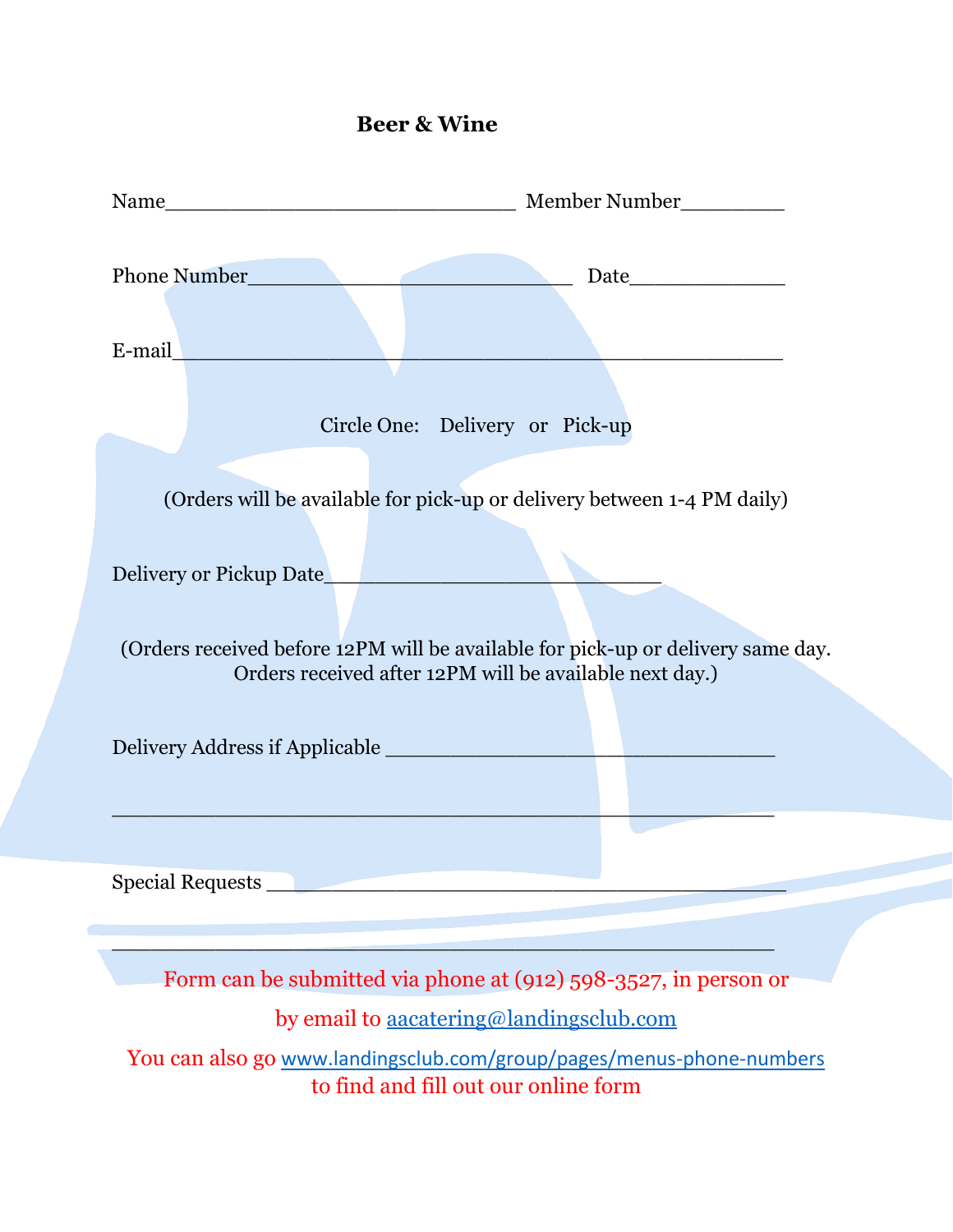# Beer & Wine

Name______________________________ Member Number_________

Phone Number____________________________ Date_____________

E-mail_____________________________________________________

Circle One: Delivery or Pick-up

(Orders will be available for pick-up or delivery between 1-4 PM daily)

Delivery or Pickup Date_____________________________

(Orders received before 12PM will be available for pick-up or delivery same day. Orders received after 12PM will be available next day.)

Delivery Address if Applicable __________________________________

__________________________________________________________

Special Requests _____________________________________________

__________________________________________________________

Form can be submitted via phone at (912) 598-3527, in person or

by email to aacatering@landingsclub.com

You can also go www.landingsclub.com/group/pages/menus-phone-numbers to find and fill out our online form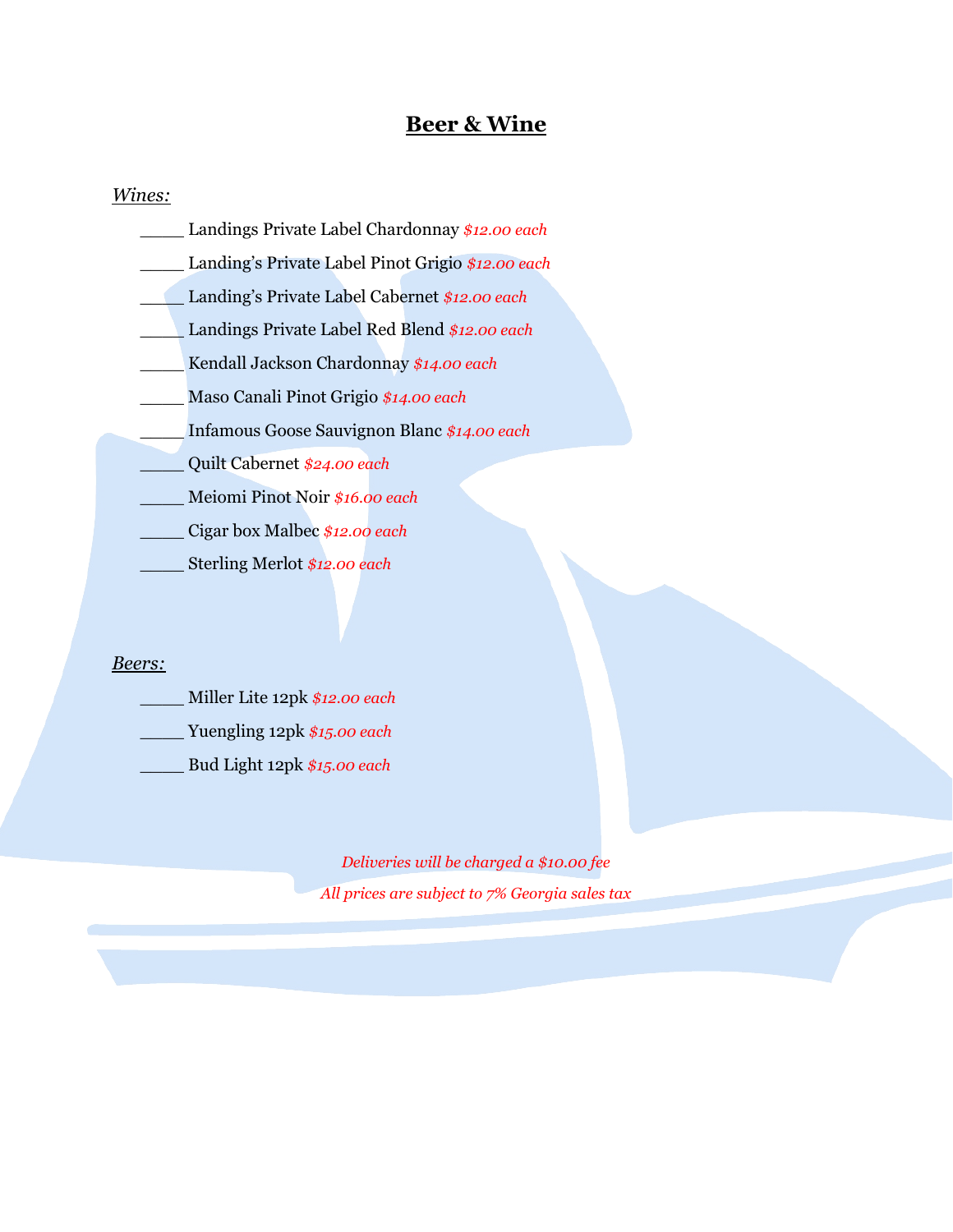# **Beer & Wine**

*Wines:*

_____ Landings Private Label Chardonnay *$12.00 each*

_____ Landing's Private Label Pinot Grigio *$12.00 each*

_____ Landing's Private Label Cabernet *$12.00 each*

_____ Landings Private Label Red Blend *$12.00 each*

_____ Kendall Jackson Chardonnay *$14.00 each*

_____ Maso Canali Pinot Grigio *$14.00 each*

_____ Infamous Goose Sauvignon Blanc *$14.00 each*

_____ Quilt Cabernet *$24.00 each*

_____ Meiomi Pinot Noir *$16.00 each*

_____ Cigar box Malbec *$12.00 each*

_____ Sterling Merlot *$12.00 each*

*Beers:*

_____ Miller Lite 12pk *$12.00 each*

_____ Yuengling 12pk *$15.00 each*

_____ Bud Light 12pk *$15.00 each*

*Deliveries will be charged a $10.00 fee*

*All prices are subject to 7% Georgia sales tax*